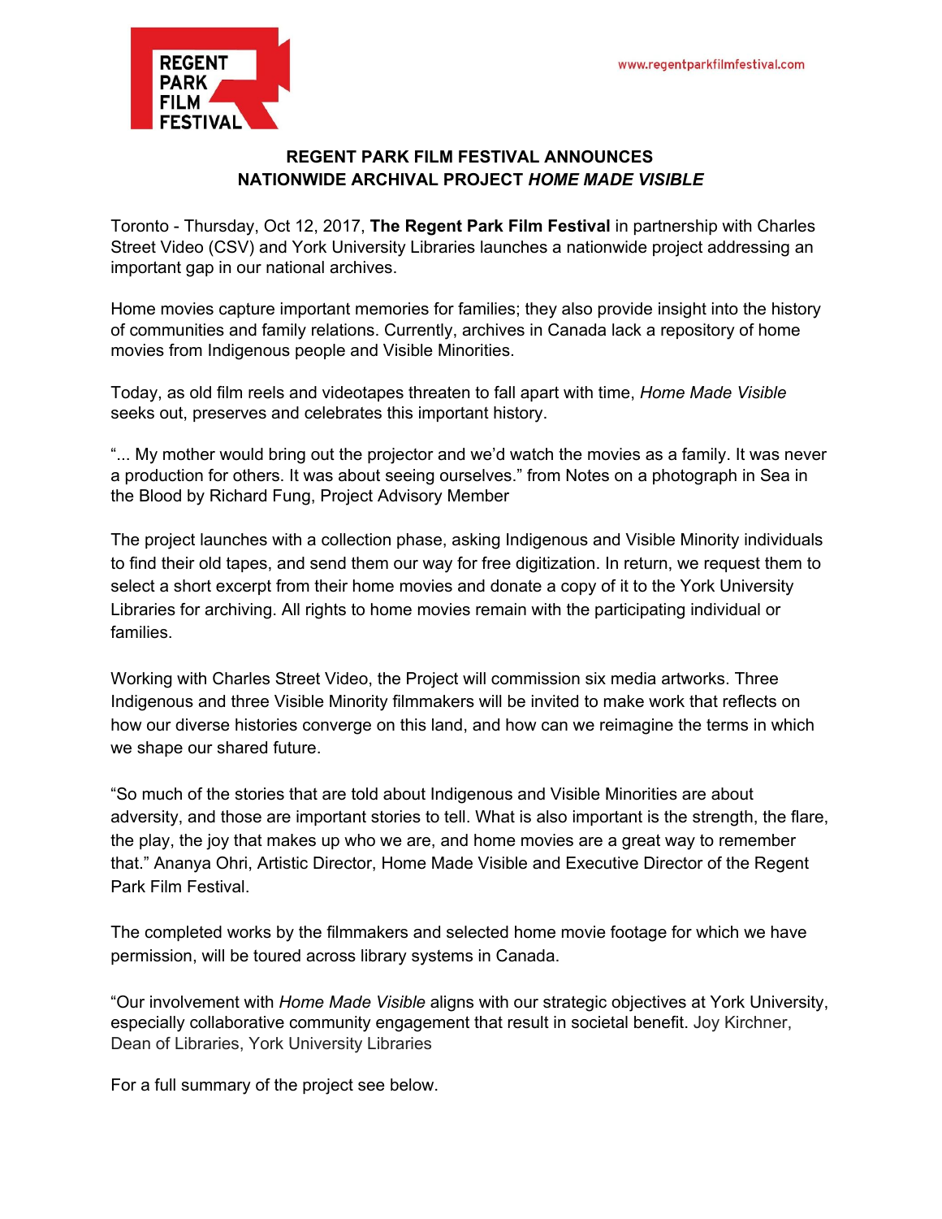REGENT PARK FILM FESTIVAL

www.regentparkfilmfestival.com

# REGENT PARK FILM FESTIVAL ANNOUNCES NATIONWIDE ARCHIVAL PROJECT *HOME MADE VISIBLE*

Toronto - Thursday, Oct 12, 2017, **The Regent Park Film Festival** in partnership with Charles Street Video (CSV) and York University Libraries launches a nationwide project addressing an important gap in our national archives.

Home movies capture important memories for families; they also provide insight into the history of communities and family relations. Currently, archives in Canada lack a repository of home movies from Indigenous people and Visible Minorities.

Today, as old film reels and videotapes threaten to fall apart with time, *Home Made Visible* seeks out, preserves and celebrates this important history.

"... My mother would bring out the projector and we'd watch the movies as a family. It was never a production for others. It was about seeing ourselves." from Notes on a photograph in Sea in the Blood by Richard Fung, Project Advisory Member

The project launches with a collection phase, asking Indigenous and Visible Minority individuals to find their old tapes, and send them our way for free digitization. In return, we request them to select a short excerpt from their home movies and donate a copy of it to the York University Libraries for archiving. All rights to home movies remain with the participating individual or families.

Working with Charles Street Video, the Project will commission six media artworks. Three Indigenous and three Visible Minority filmmakers will be invited to make work that reflects on how our diverse histories converge on this land, and how can we reimagine the terms in which we shape our shared future.

"So much of the stories that are told about Indigenous and Visible Minorities are about adversity, and those are important stories to tell. What is also important is the strength, the flare, the play, the joy that makes up who we are, and home movies are a great way to remember that." Ananya Ohri, Artistic Director, Home Made Visible and Executive Director of the Regent Park Film Festival.

The completed works by the filmmakers and selected home movie footage for which we have permission, will be toured across library systems in Canada.

"Our involvement with *Home Made Visible* aligns with our strategic objectives at York University, especially collaborative community engagement that result in societal benefit. Joy Kirchner, Dean of Libraries, York University Libraries

For a full summary of the project see below.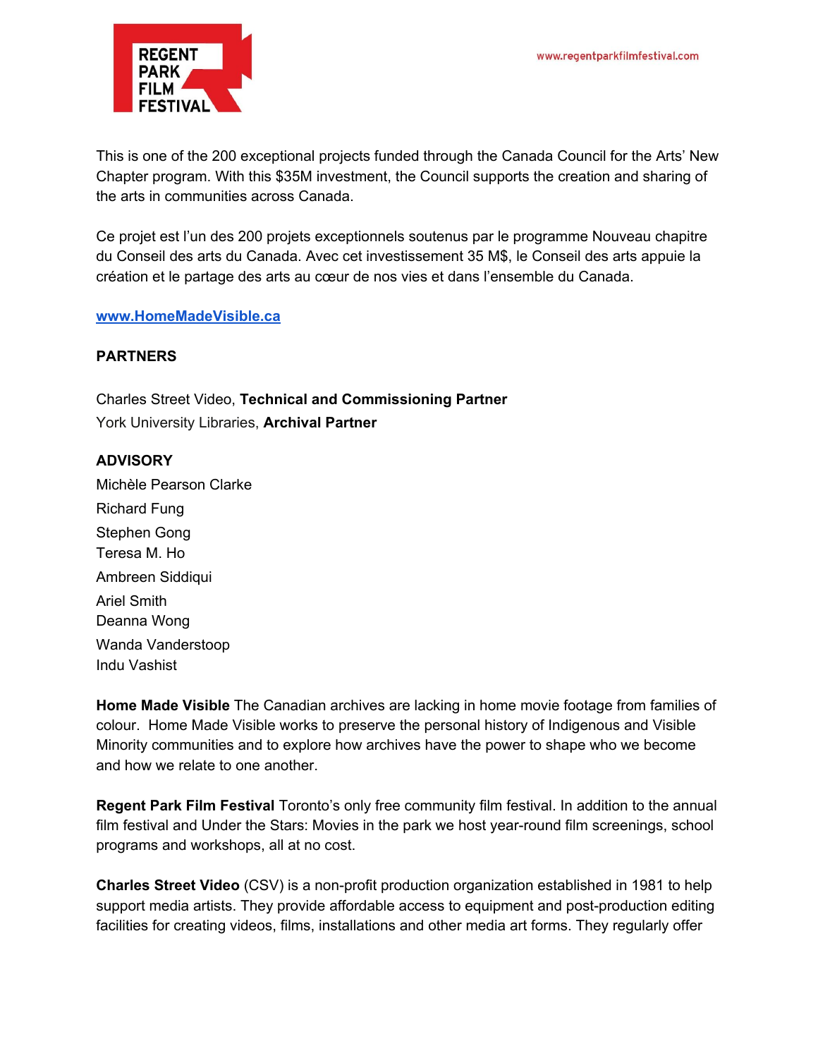This is one of the 200 exceptional projects funded through the Canada Council for the Arts' New Chapter program. With this $35M investment, the Council supports the creation and sharing of the arts in communities across Canada.

Ce projet est l'un des 200 projets exceptionnels soutenus par le programme Nouveau chapitre du Conseil des arts du Canada. Avec cet investissement 35 M$, le Conseil des arts appuie la création et le partage des arts au cœur de nos vies et dans l'ensemble du Canada.

**www.HomeMadeVisible.ca**

**PARTNERS**

Charles Street Video, **Technical and Commissioning Partner**
York University Libraries, **Archival Partner**

**ADVISORY**

Michèle Pearson Clarke
Richard Fung
Stephen Gong
Teresa M. Ho
Ambreen Siddiqui
Ariel Smith
Deanna Wong
Wanda Vanderstoop
Indu Vashist

**Home Made Visible** The Canadian archives are lacking in home movie footage from families of colour. Home Made Visible works to preserve the personal history of Indigenous and Visible Minority communities and to explore how archives have the power to shape who we become and how we relate to one another.

**Regent Park Film Festival** Toronto's only free community film festival. In addition to the annual film festival and Under the Stars: Movies in the park we host year-round film screenings, school programs and workshops, all at no cost.

**Charles Street Video** (CSV) is a non-profit production organization established in 1981 to help support media artists. They provide affordable access to equipment and post-production editing facilities for creating videos, films, installations and other media art forms. They regularly offer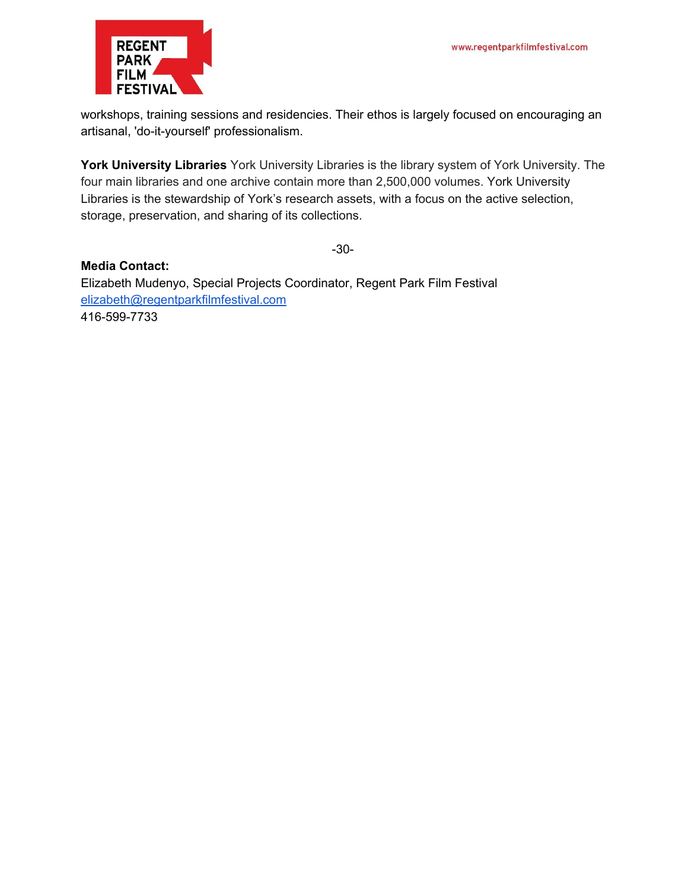workshops, training sessions and residencies. Their ethos is largely focused on encouraging an artisanal, 'do-it-yourself' professionalism.

**York University Libraries** York University Libraries is the library system of York University. The four main libraries and one archive contain more than 2,500,000 volumes. York University Libraries is the stewardship of York's research assets, with a focus on the active selection, storage, preservation, and sharing of its collections.

-30-

**Media Contact:**
Elizabeth Mudenyo, Special Projects Coordinator, Regent Park Film Festival
elizabeth@regentparkfilmfestival.com
416-599-7733